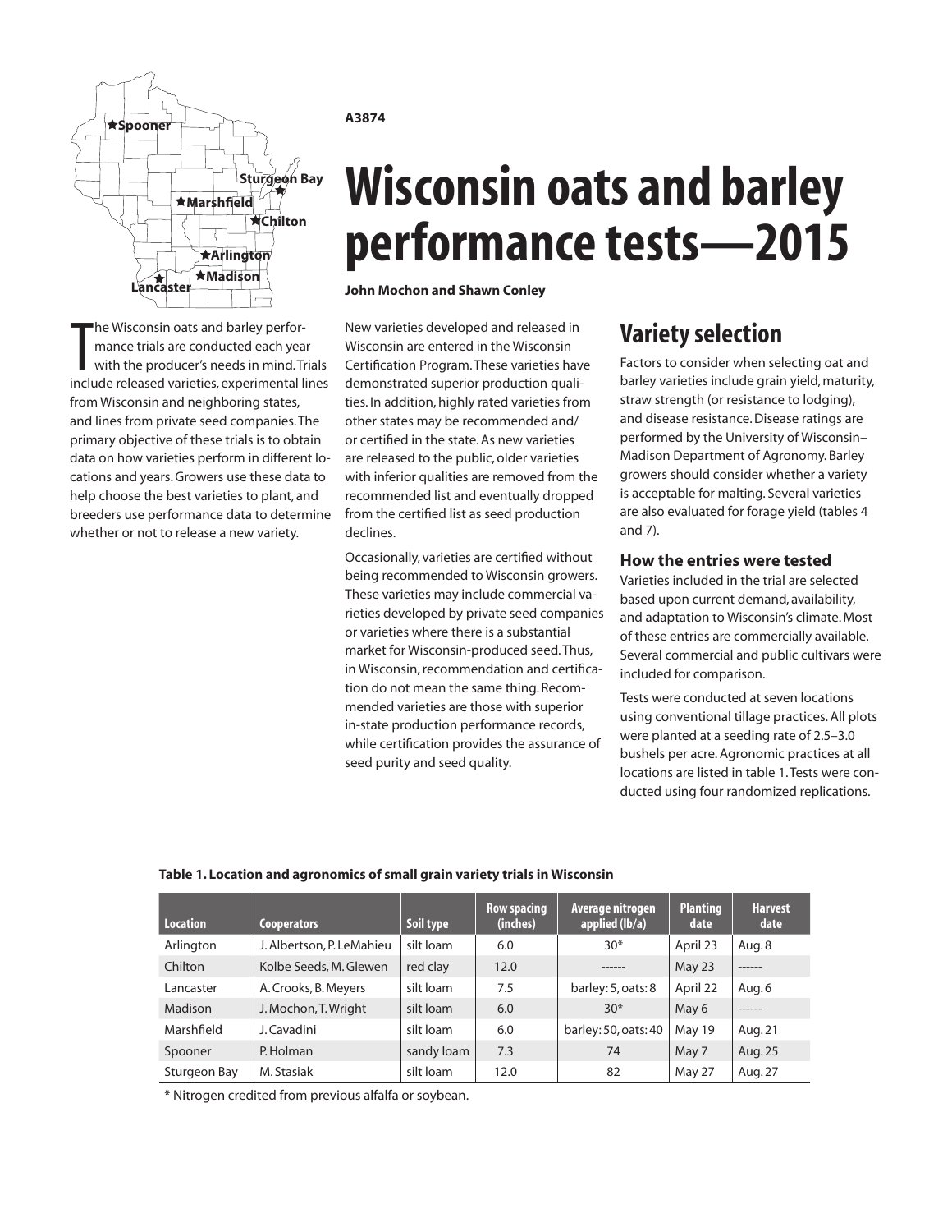A3874

# Wisconsin oats and barley performance tests—2015

**John Mochon and Shawn Conley**

The Wisconsin oats and barley performance trials are conducted each year with the producer's needs in mind. Trials include released varieties, experimental lines from Wisconsin and neighboring states, and lines from private seed companies. The primary objective of these trials is to obtain data on how varieties perform in different locations and years. Growers use these data to help choose the best varieties to plant, and breeders use performance data to determine whether or not to release a new variety.

New varieties developed and released in Wisconsin are entered in the Wisconsin Certification Program. These varieties have demonstrated superior production qualities. In addition, highly rated varieties from other states may be recommended and/or certified in the state. As new varieties are released to the public, older varieties with inferior qualities are removed from the recommended list and eventually dropped from the certified list as seed production declines.

Occasionally, varieties are certified without being recommended to Wisconsin growers. These varieties may include commercial varieties developed by private seed companies or varieties where there is a substantial market for Wisconsin-produced seed. Thus, in Wisconsin, recommendation and certification do not mean the same thing. Recommended varieties are those with superior in-state production performance records, while certification provides the assurance of seed purity and seed quality.

## Variety selection

Factors to consider when selecting oat and barley varieties include grain yield, maturity, straw strength (or resistance to lodging), and disease resistance. Disease ratings are performed by the University of Wisconsin–Madison Department of Agronomy. Barley growers should consider whether a variety is acceptable for malting. Several varieties are also evaluated for forage yield (tables 4 and 7).

### How the entries were tested

Varieties included in the trial are selected based upon current demand, availability, and adaptation to Wisconsin's climate. Most of these entries are commercially available. Several commercial and public cultivars were included for comparison.

Tests were conducted at seven locations using conventional tillage practices. All plots were planted at a seeding rate of 2.5–3.0 bushels per acre. Agronomic practices at all locations are listed in table 1. Tests were conducted using four randomized replications.

**Table 1. Location and agronomics of small grain variety trials in Wisconsin**

| Location | Cooperators | Soil type | Row spacing (inches) | Average nitrogen applied (lb/a) | Planting date | Harvest date |
|---|---|---|---|---|---|---|
| Arlington | J. Albertson, P. LeMahieu | silt loam | 6.0 | 30* | April 23 | Aug. 8 |
| Chilton | Kolbe Seeds, M. Glewen | red clay | 12.0 | ------ | May 23 | ------ |
| Lancaster | A. Crooks, B. Meyers | silt loam | 7.5 | barley: 5, oats: 8 | April 22 | Aug. 6 |
| Madison | J. Mochon, T. Wright | silt loam | 6.0 | 30* | May 6 | ------ |
| Marshfield | J. Cavadini | silt loam | 6.0 | barley: 50, oats: 40 | May 19 | Aug. 21 |
| Spooner | P. Holman | sandy loam | 7.3 | 74 | May 7 | Aug. 25 |
| Sturgeon Bay | M. Stasiak | silt loam | 12.0 | 82 | May 27 | Aug. 27 |

\* Nitrogen credited from previous alfalfa or soybean.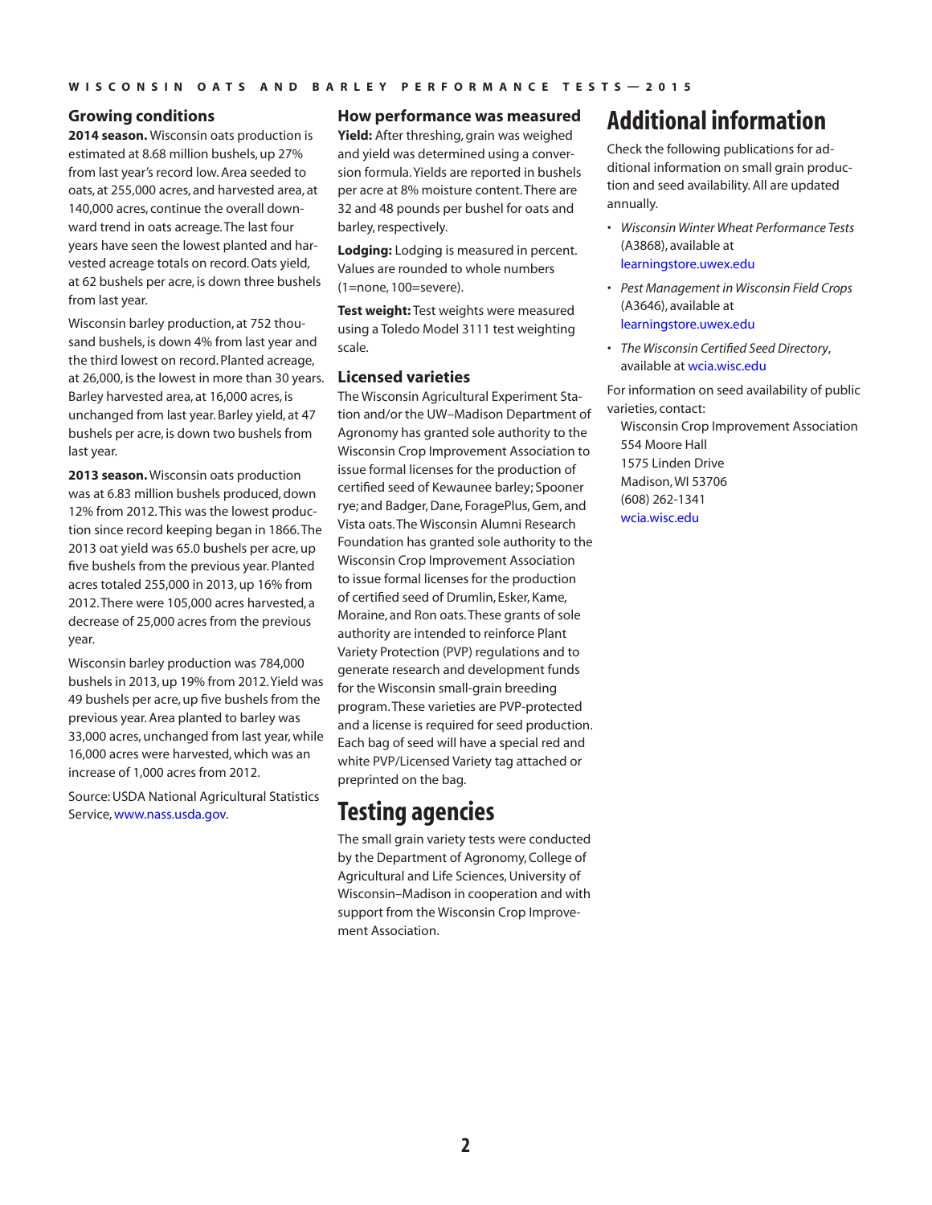## Growing conditions

**2014 season.** Wisconsin oats production is estimated at 8.68 million bushels, up 27% from last year's record low. Area seeded to oats, at 255,000 acres, and harvested area, at 140,000 acres, continue the overall downward trend in oats acreage. The last four years have seen the lowest planted and harvested acreage totals on record. Oats yield, at 62 bushels per acre, is down three bushels from last year.

Wisconsin barley production, at 752 thousand bushels, is down 4% from last year and the third lowest on record. Planted acreage, at 26,000, is the lowest in more than 30 years. Barley harvested area, at 16,000 acres, is unchanged from last year. Barley yield, at 47 bushels per acre, is down two bushels from last year.

**2013 season.** Wisconsin oats production was at 6.83 million bushels produced, down 12% from 2012. This was the lowest production since record keeping began in 1866. The 2013 oat yield was 65.0 bushels per acre, up five bushels from the previous year. Planted acres totaled 255,000 in 2013, up 16% from 2012. There were 105,000 acres harvested, a decrease of 25,000 acres from the previous year.

Wisconsin barley production was 784,000 bushels in 2013, up 19% from 2012. Yield was 49 bushels per acre, up five bushels from the previous year. Area planted to barley was 33,000 acres, unchanged from last year, while 16,000 acres were harvested, which was an increase of 1,000 acres from 2012.

Source: USDA National Agricultural Statistics Service, www.nass.usda.gov.

## How performance was measured

**Yield:** After threshing, grain was weighed and yield was determined using a conversion formula. Yields are reported in bushels per acre at 8% moisture content. There are 32 and 48 pounds per bushel for oats and barley, respectively.

**Lodging:** Lodging is measured in percent. Values are rounded to whole numbers (1=none, 100=severe).

**Test weight:** Test weights were measured using a Toledo Model 3111 test weighting scale.

## Licensed varieties

The Wisconsin Agricultural Experiment Station and/or the UW–Madison Department of Agronomy has granted sole authority to the Wisconsin Crop Improvement Association to issue formal licenses for the production of certified seed of Kewaunee barley; Spooner rye; and Badger, Dane, ForagePlus, Gem, and Vista oats. The Wisconsin Alumni Research Foundation has granted sole authority to the Wisconsin Crop Improvement Association to issue formal licenses for the production of certified seed of Drumlin, Esker, Kame, Moraine, and Ron oats. These grants of sole authority are intended to reinforce Plant Variety Protection (PVP) regulations and to generate research and development funds for the Wisconsin small-grain breeding program. These varieties are PVP-protected and a license is required for seed production. Each bag of seed will have a special red and white PVP/Licensed Variety tag attached or preprinted on the bag.

# Testing agencies

The small grain variety tests were conducted by the Department of Agronomy, College of Agricultural and Life Sciences, University of Wisconsin–Madison in cooperation and with support from the Wisconsin Crop Improvement Association.

# Additional information

Check the following publications for additional information on small grain production and seed availability. All are updated annually.

- *Wisconsin Winter Wheat Performance Tests* (A3868), available at learningstore.uwex.edu
- *Pest Management in Wisconsin Field Crops* (A3646), available at learningstore.uwex.edu
- *The Wisconsin Certified Seed Directory*, available at wcia.wisc.edu

For information on seed availability of public varieties, contact:

Wisconsin Crop Improvement Association
554 Moore Hall
1575 Linden Drive
Madison, WI 53706
(608) 262-1341
wcia.wisc.edu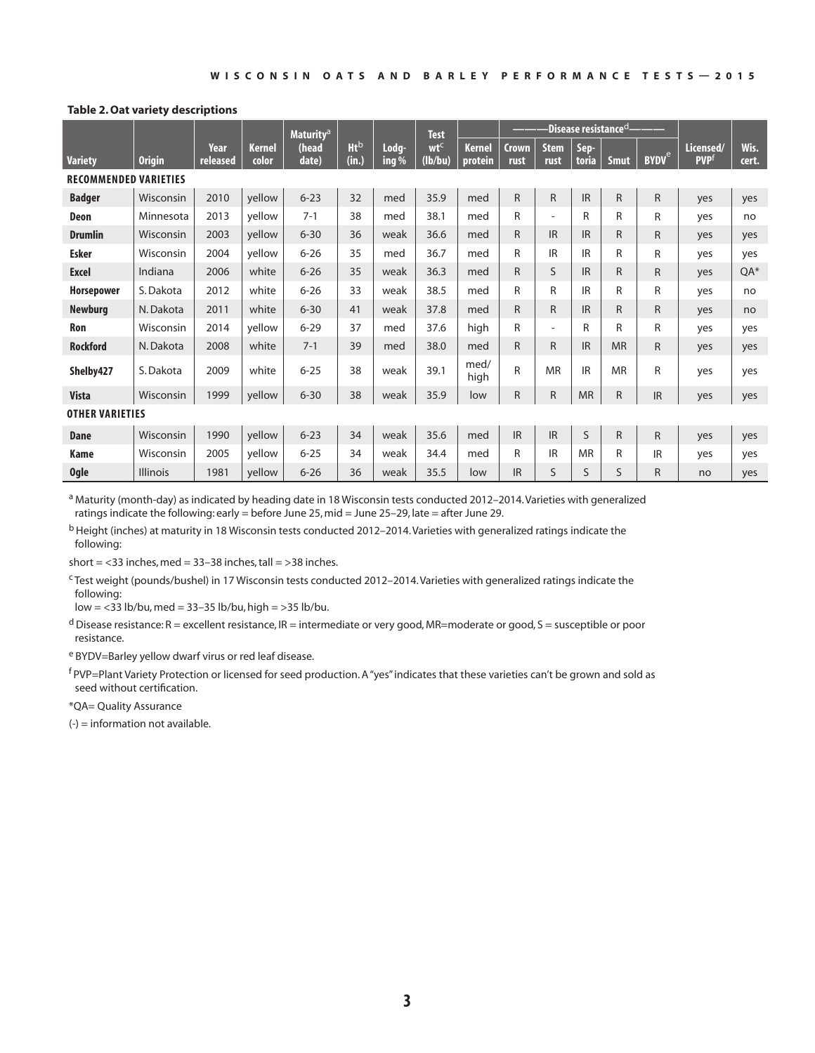**Table 2. Oat variety descriptions**

| Variety | Origin | Year released | Kernel color | Maturity[a] (head date) | Ht[b] (in.) | Lodg- ing % | Test wt[c] (lb/bu) | Kernel protein | Disease resistance[d] Crown rust | Stem rust | Sep- toria | Smut | BYDV[e] | Licensed/ PVP[f] | Wis. cert. |
|---|---|---|---|---|---|---|---|---|---|---|---|---|---|---|---|
| **RECOMMENDED VARIETIES** | | | | | | | | | | | | | | | |
| **Badger** | Wisconsin | 2010 | yellow | 6-23 | 32 | med | 35.9 | med | R | R | IR | R | R | yes | yes |
| **Deon** | Minnesota | 2013 | yellow | 7-1 | 38 | med | 38.1 | med | R | - | R | R | R | yes | no |
| **Drumlin** | Wisconsin | 2003 | yellow | 6-30 | 36 | weak | 36.6 | med | R | IR | IR | R | R | yes | yes |
| **Esker** | Wisconsin | 2004 | yellow | 6-26 | 35 | med | 36.7 | med | R | IR | IR | R | R | yes | yes |
| **Excel** | Indiana | 2006 | white | 6-26 | 35 | weak | 36.3 | med | R | S | IR | R | R | yes | QA* |
| **Horsepower** | S. Dakota | 2012 | white | 6-26 | 33 | weak | 38.5 | med | R | R | IR | R | R | yes | no |
| **Newburg** | N. Dakota | 2011 | white | 6-30 | 41 | weak | 37.8 | med | R | R | IR | R | R | yes | no |
| **Ron** | Wisconsin | 2014 | yellow | 6-29 | 37 | med | 37.6 | high | R | - | R | R | R | yes | yes |
| **Rockford** | N. Dakota | 2008 | white | 7-1 | 39 | med | 38.0 | med | R | R | IR | MR | R | yes | yes |
| **Shelby427** | S. Dakota | 2009 | white | 6-25 | 38 | weak | 39.1 | med/ high | R | MR | IR | MR | R | yes | yes |
| **Vista** | Wisconsin | 1999 | yellow | 6-30 | 38 | weak | 35.9 | low | R | R | MR | R | IR | yes | yes |
| **OTHER VARIETIES** | | | | | | | | | | | | | | | |
| **Dane** | Wisconsin | 1990 | yellow | 6-23 | 34 | weak | 35.6 | med | IR | IR | S | R | R | yes | yes |
| **Kame** | Wisconsin | 2005 | yellow | 6-25 | 34 | weak | 34.4 | med | R | IR | MR | R | IR | yes | yes |
| **Ogle** | Illinois | 1981 | yellow | 6-26 | 36 | weak | 35.5 | low | IR | S | S | S | R | no | yes |

[a] Maturity (month-day) as indicated by heading date in 18 Wisconsin tests conducted 2012–2014. Varieties with generalized ratings indicate the following: early = before June 25, mid = June 25–29, late = after June 29.

[b] Height (inches) at maturity in 18 Wisconsin tests conducted 2012–2014. Varieties with generalized ratings indicate the following:

short = <33 inches, med = 33–38 inches, tall = >38 inches.

[c] Test weight (pounds/bushel) in 17 Wisconsin tests conducted 2012–2014. Varieties with generalized ratings indicate the following:
low = <33 lb/bu, med = 33–35 lb/bu, high = >35 lb/bu.

[d] Disease resistance: R = excellent resistance, IR = intermediate or very good, MR=moderate or good, S = susceptible or poor resistance.

[e] BYDV=Barley yellow dwarf virus or red leaf disease.

[f] PVP=Plant Variety Protection or licensed for seed production. A "yes" indicates that these varieties can't be grown and sold as seed without certification.

*QA= Quality Assurance

(-) = information not available.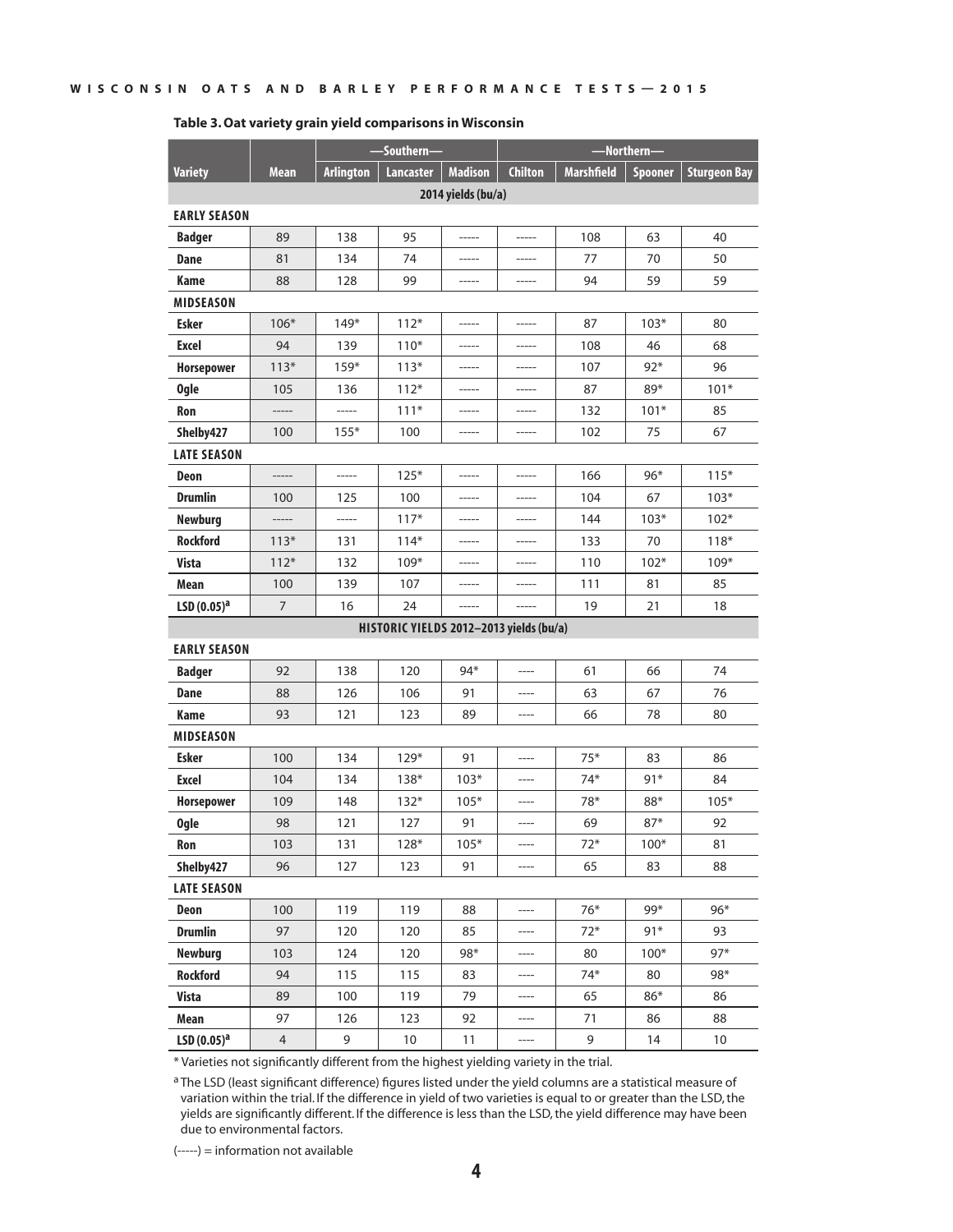**Table 3. Oat variety grain yield comparisons in Wisconsin**

| | | —Southern— | | | —Northern— | | | |
|---|---|---|---|---|---|---|---|---|
| **Variety** | **Mean** | **Arlington** | **Lancaster** | **Madison** | **Chilton** | **Marshfield** | **Spooner** | **Sturgeon Bay** |
| | | | | **2014 yields (bu/a)** | | | | |
| **EARLY SEASON** | | | | | | | | |
| **Badger** | 89 | 138 | 95 | ----- | ----- | 108 | 63 | 40 |
| **Dane** | 81 | 134 | 74 | ----- | ----- | 77 | 70 | 50 |
| **Kame** | 88 | 128 | 99 | ----- | ----- | 94 | 59 | 59 |
| **MIDSEASON** | | | | | | | | |
| **Esker** | 106* | 149* | 112* | ----- | ----- | 87 | 103* | 80 |
| **Excel** | 94 | 139 | 110* | ----- | ----- | 108 | 46 | 68 |
| **Horsepower** | 113* | 159* | 113* | ----- | ----- | 107 | 92* | 96 |
| **Ogle** | 105 | 136 | 112* | ----- | ----- | 87 | 89* | 101* |
| **Ron** | ----- | ----- | 111* | ----- | ----- | 132 | 101* | 85 |
| **Shelby427** | 100 | 155* | 100 | ----- | ----- | 102 | 75 | 67 |
| **LATE SEASON** | | | | | | | | |
| **Deon** | ----- | ----- | 125* | ----- | ----- | 166 | 96* | 115* |
| **Drumlin** | 100 | 125 | 100 | ----- | ----- | 104 | 67 | 103* |
| **Newburg** | ----- | ----- | 117* | ----- | ----- | 144 | 103* | 102* |
| **Rockford** | 113* | 131 | 114* | ----- | ----- | 133 | 70 | 118* |
| **Vista** | 112* | 132 | 109* | ----- | ----- | 110 | 102* | 109* |
| **Mean** | 100 | 139 | 107 | ----- | ----- | 111 | 81 | 85 |
| **LSD (0.05)[a]** | 7 | 16 | 24 | ----- | ----- | 19 | 21 | 18 |
| | | | | **HISTORIC YIELDS 2012–2013 yields (bu/a)** | | | | |
| **EARLY SEASON** | | | | | | | | |
| **Badger** | 92 | 138 | 120 | 94* | ---- | 61 | 66 | 74 |
| **Dane** | 88 | 126 | 106 | 91 | ---- | 63 | 67 | 76 |
| **Kame** | 93 | 121 | 123 | 89 | ---- | 66 | 78 | 80 |
| **MIDSEASON** | | | | | | | | |
| **Esker** | 100 | 134 | 129* | 91 | ---- | 75* | 83 | 86 |
| **Excel** | 104 | 134 | 138* | 103* | ---- | 74* | 91* | 84 |
| **Horsepower** | 109 | 148 | 132* | 105* | ---- | 78* | 88* | 105* |
| **Ogle** | 98 | 121 | 127 | 91 | ---- | 69 | 87* | 92 |
| **Ron** | 103 | 131 | 128* | 105* | ---- | 72* | 100* | 81 |
| **Shelby427** | 96 | 127 | 123 | 91 | ---- | 65 | 83 | 88 |
| **LATE SEASON** | | | | | | | | |
| **Deon** | 100 | 119 | 119 | 88 | ---- | 76* | 99* | 96* |
| **Drumlin** | 97 | 120 | 120 | 85 | ---- | 72* | 91* | 93 |
| **Newburg** | 103 | 124 | 120 | 98* | ---- | 80 | 100* | 97* |
| **Rockford** | 94 | 115 | 115 | 83 | ---- | 74* | 80 | 98* |
| **Vista** | 89 | 100 | 119 | 79 | ---- | 65 | 86* | 86 |
| **Mean** | 97 | 126 | 123 | 92 | ---- | 71 | 86 | 88 |
| **LSD (0.05)[a]** | 4 | 9 | 10 | 11 | ---- | 9 | 14 | 10 |

\* Varieties not significantly different from the highest yielding variety in the trial.

[a] The LSD (least significant difference) figures listed under the yield columns are a statistical measure of variation within the trial. If the difference in yield of two varieties is equal to or greater than the LSD, the yields are significantly different. If the difference is less than the LSD, the yield difference may have been due to environmental factors.

(-----) = information not available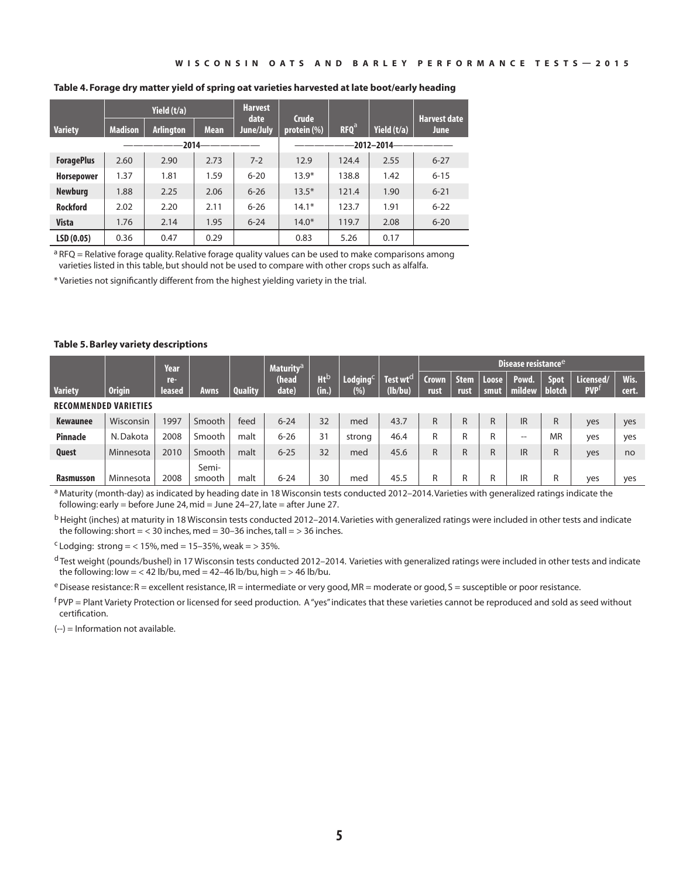**Table 4. Forage dry matter yield of spring oat varieties harvested at late boot/early heading**

| Variety | Yield (t/a) Madison | Yield (t/a) Arlington | Yield (t/a) Mean | Harvest date June/July | Crude protein (%) | RFQ[a] | Yield (t/a) | Harvest date June |
|---|---|---|---|---|---|---|---|---|
| | 2014 | | | | 2012–2014 | | | |
| **ForagePlus** | 2.60 | 2.90 | 2.73 | 7-2 | 12.9 | 124.4 | 2.55 | 6-27 |
| **Horsepower** | 1.37 | 1.81 | 1.59 | 6-20 | 13.9* | 138.8 | 1.42 | 6-15 |
| **Newburg** | 1.88 | 2.25 | 2.06 | 6-26 | 13.5* | 121.4 | 1.90 | 6-21 |
| **Rockford** | 2.02 | 2.20 | 2.11 | 6-26 | 14.1* | 123.7 | 1.91 | 6-22 |
| **Vista** | 1.76 | 2.14 | 1.95 | 6-24 | 14.0* | 119.7 | 2.08 | 6-20 |
| **LSD (0.05)** | 0.36 | 0.47 | 0.29 | | 0.83 | 5.26 | 0.17 | |

[a] RFQ = Relative forage quality. Relative forage quality values can be used to make comparisons among varieties listed in this table, but should not be used to compare with other crops such as alfalfa.

* Varieties not significantly different from the highest yielding variety in the trial.

**Table 5. Barley variety descriptions**

| Variety | Origin | Year re-leased | Awns | Quality | Maturity[a] (head date) | Ht[b] (in.) | Lodging[c] (%) | Test wt[d] (lb/bu) | Disease resistance[e] Crown rust | Stem rust | Loose smut | Powd. mildew | Spot blotch | Licensed/ PVP[f] | Wis. cert. |
|---|---|---|---|---|---|---|---|---|---|---|---|---|---|---|---|
| **RECOMMENDED VARIETIES** | | | | | | | | | | | | | | | |
| **Kewaunee** | Wisconsin | 1997 | Smooth | feed | 6-24 | 32 | med | 43.7 | R | R | R | IR | R | yes | yes |
| **Pinnacle** | N. Dakota | 2008 | Smooth | malt | 6-26 | 31 | strong | 46.4 | R | R | R | -- | MR | yes | yes |
| **Quest** | Minnesota | 2010 | Smooth | malt | 6-25 | 32 | med | 45.6 | R | R | R | IR | R | yes | no |
| **Rasmusson** | Minnesota | 2008 | Semi-smooth | malt | 6-24 | 30 | med | 45.5 | R | R | R | IR | R | yes | yes |

[a] Maturity (month-day) as indicated by heading date in 18 Wisconsin tests conducted 2012–2014. Varieties with generalized ratings indicate the following: early = before June 24, mid = June 24–27, late = after June 27.

[b] Height (inches) at maturity in 18 Wisconsin tests conducted 2012–2014. Varieties with generalized ratings were included in other tests and indicate the following: short = < 30 inches, med = 30–36 inches, tall = > 36 inches.

[c] Lodging: strong = < 15%, med = 15–35%, weak = > 35%.

[d] Test weight (pounds/bushel) in 17 Wisconsin tests conducted 2012–2014. Varieties with generalized ratings were included in other tests and indicate the following: low = < 42 lb/bu, med = 42–46 lb/bu, high = > 46 lb/bu.

[e] Disease resistance: R = excellent resistance, IR = intermediate or very good, MR = moderate or good, S = susceptible or poor resistance.

[f] PVP = Plant Variety Protection or licensed for seed production. A "yes" indicates that these varieties cannot be reproduced and sold as seed without certification.

(--) = Information not available.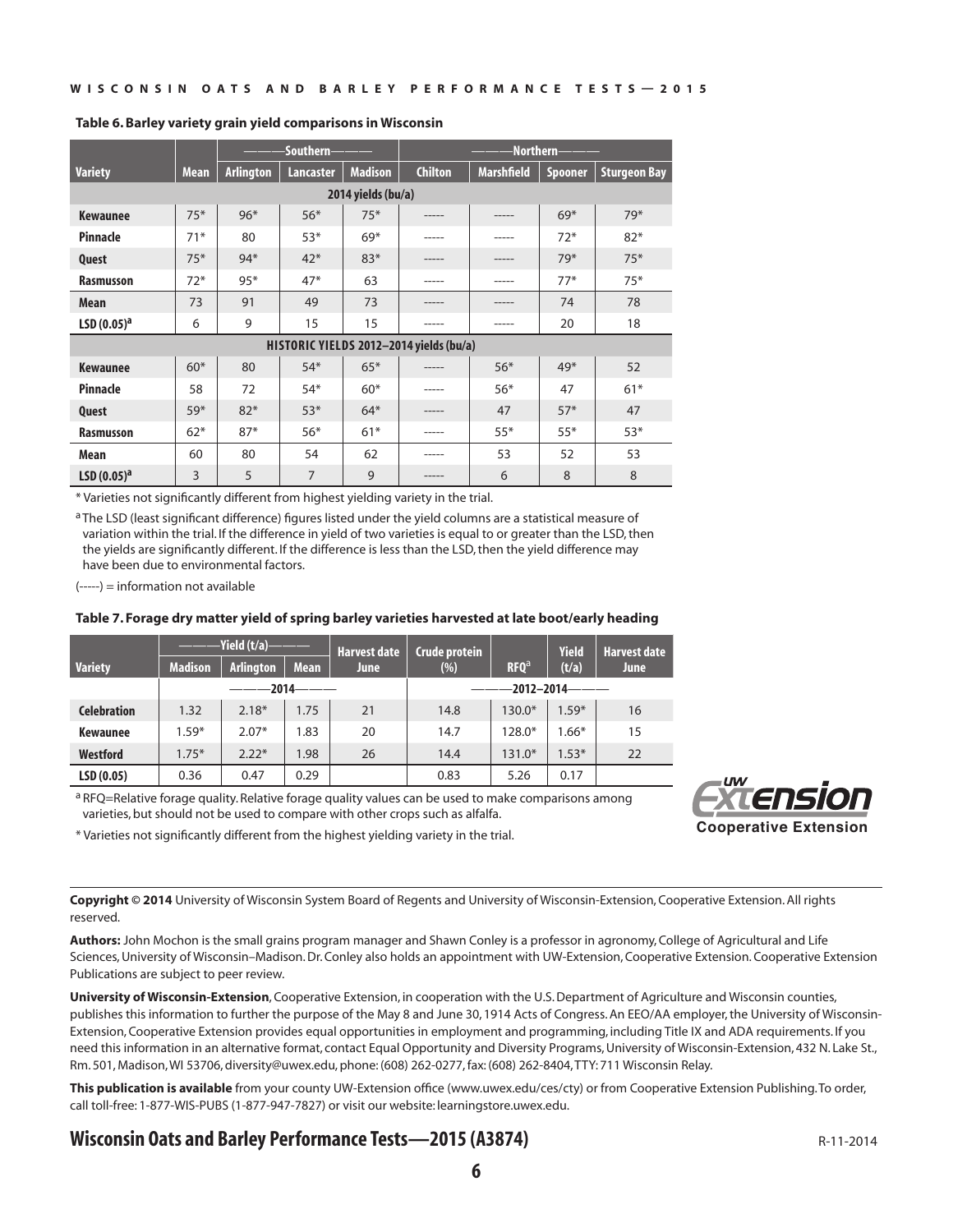**Table 6. Barley variety grain yield comparisons in Wisconsin**

| | | ———Southern——— | | | ———Northern——— | | | |
|---|---|---|---|---|---|---|---|---|
| **Variety** | **Mean** | **Arlington** | **Lancaster** | **Madison** | **Chilton** | **Marshfield** | **Spooner** | **Sturgeon Bay** |
| **2014 yields (bu/a)** | | | | | | | | |
| **Kewaunee** | 75* | 96* | 56* | 75* | ----- | ----- | 69* | 79* |
| **Pinnacle** | 71* | 80 | 53* | 69* | ----- | ----- | 72* | 82* |
| **Quest** | 75* | 94* | 42* | 83* | ----- | ----- | 79* | 75* |
| **Rasmusson** | 72* | 95* | 47* | 63 | ----- | ----- | 77* | 75* |
| **Mean** | 73 | 91 | 49 | 73 | ----- | ----- | 74 | 78 |
| **LSD (0.05)[a]** | 6 | 9 | 15 | 15 | ----- | ----- | 20 | 18 |
| **HISTORIC YIELDS 2012–2014 yields (bu/a)** | | | | | | | | |
| **Kewaunee** | 60* | 80 | 54* | 65* | ----- | 56* | 49* | 52 |
| **Pinnacle** | 58 | 72 | 54* | 60* | ----- | 56* | 47 | 61* |
| **Quest** | 59* | 82* | 53* | 64* | ----- | 47 | 57* | 47 |
| **Rasmusson** | 62* | 87* | 56* | 61* | ----- | 55* | 55* | 53* |
| **Mean** | 60 | 80 | 54 | 62 | ----- | 53 | 52 | 53 |
| **LSD (0.05)[a]** | 3 | 5 | 7 | 9 | ----- | 6 | 8 | 8 |

\* Varieties not significantly different from highest yielding variety in the trial.

[a] The LSD (least significant difference) figures listed under the yield columns are a statistical measure of variation within the trial. If the difference in yield of two varieties is equal to or greater than the LSD, then the yields are significantly different. If the difference is less than the LSD, then the yield difference may have been due to environmental factors.

(-----) = information not available

**Table 7. Forage dry matter yield of spring barley varieties harvested at late boot/early heading**

| | ———Yield (t/a)——— | | | Harvest date | Crude protein | | Yield | Harvest date |
|---|---|---|---|---|---|---|---|---|
| **Variety** | **Madison** | **Arlington** | **Mean** | **June** | **(%)** | **RFQ[a]** | **(t/a)** | **June** |
| | ———2014——— | | | | ———2012–2014——— | | | |
| **Celebration** | 1.32 | 2.18* | 1.75 | 21 | 14.8 | 130.0* | 1.59* | 16 |
| **Kewaunee** | 1.59* | 2.07* | 1.83 | 20 | 14.7 | 128.0* | 1.66* | 15 |
| **Westford** | 1.75* | 2.22* | 1.98 | 26 | 14.4 | 131.0* | 1.53* | 22 |
| **LSD (0.05)** | 0.36 | 0.47 | 0.29 | | 0.83 | 5.26 | 0.17 | |

[a] RFQ=Relative forage quality. Relative forage quality values can be used to make comparisons among varieties, but should not be used to compare with other crops such as alfalfa.

\* Varieties not significantly different from the highest yielding variety in the trial.

UW Extension Cooperative Extension

**Copyright © 2014** University of Wisconsin System Board of Regents and University of Wisconsin-Extension, Cooperative Extension. All rights reserved.

**Authors:** John Mochon is the small grains program manager and Shawn Conley is a professor in agronomy, College of Agricultural and Life Sciences, University of Wisconsin–Madison. Dr. Conley also holds an appointment with UW-Extension, Cooperative Extension. Cooperative Extension Publications are subject to peer review.

**University of Wisconsin-Extension**, Cooperative Extension, in cooperation with the U.S. Department of Agriculture and Wisconsin counties, publishes this information to further the purpose of the May 8 and June 30, 1914 Acts of Congress. An EEO/AA employer, the University of Wisconsin-Extension, Cooperative Extension provides equal opportunities in employment and programming, including Title IX and ADA requirements. If you need this information in an alternative format, contact Equal Opportunity and Diversity Programs, University of Wisconsin-Extension, 432 N. Lake St., Rm. 501, Madison, WI 53706, diversity@uwex.edu, phone: (608) 262-0277, fax: (608) 262-8404, TTY: 711 Wisconsin Relay.

**This publication is available** from your county UW-Extension office (www.uwex.edu/ces/cty) or from Cooperative Extension Publishing. To order, call toll-free: 1-877-WIS-PUBS (1-877-947-7827) or visit our website: learningstore.uwex.edu.

## Wisconsin Oats and Barley Performance Tests—2015 (A3874)

R-11-2014